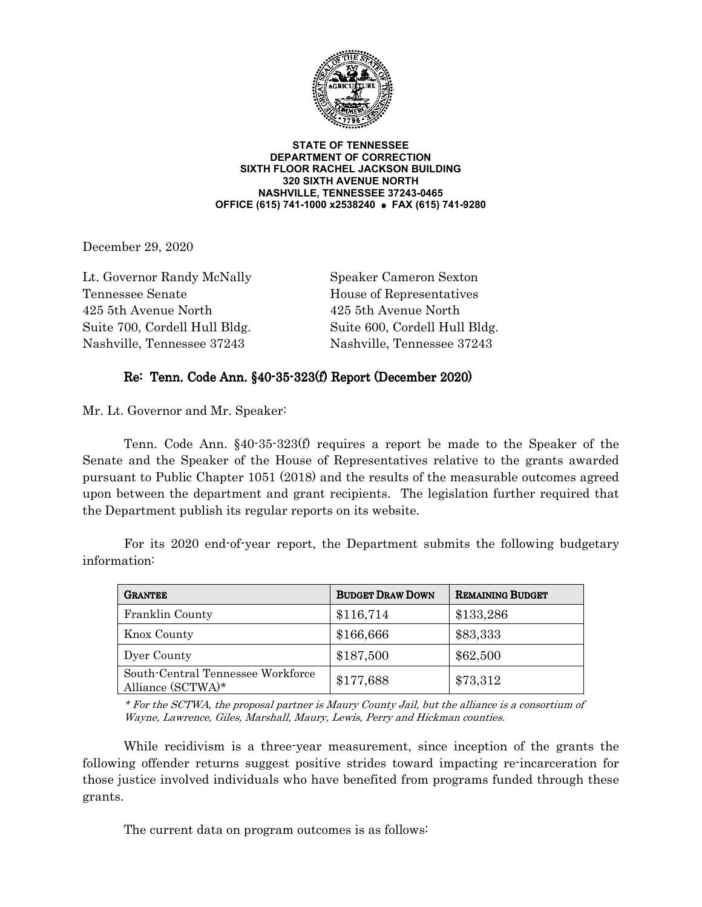**STATE OF TENNESSEE**
**DEPARTMENT OF CORRECTION**
**SIXTH FLOOR RACHEL JACKSON BUILDING**
**320 SIXTH AVENUE NORTH**
**NASHVILLE, TENNESSEE 37243-0465**
**OFFICE (615) 741-1000 x2538240 • FAX (615) 741-9280**

December 29, 2020

Lt. Governor Randy McNally
Tennessee Senate
425 5th Avenue North
Suite 700, Cordell Hull Bldg.
Nashville, Tennessee 37243

Speaker Cameron Sexton
House of Representatives
425 5th Avenue North
Suite 600, Cordell Hull Bldg.
Nashville, Tennessee 37243

**Re: Tenn. Code Ann. §40-35-323(f) Report (December 2020)**

Mr. Lt. Governor and Mr. Speaker:

Tenn. Code Ann. §40-35-323(f) requires a report be made to the Speaker of the Senate and the Speaker of the House of Representatives relative to the grants awarded pursuant to Public Chapter 1051 (2018) and the results of the measurable outcomes agreed upon between the department and grant recipients. The legislation further required that the Department publish its regular reports on its website.

For its 2020 end-of-year report, the Department submits the following budgetary information:

| GRANTEE | BUDGET DRAW DOWN | REMAINING BUDGET |
|---|---|---|
| Franklin County | $116,714 | $133,286 |
| Knox County | $166,666 | $83,333 |
| Dyer County | $187,500 | $62,500 |
| South-Central Tennessee Workforce Alliance (SCTWA)* | $177,688 | $73,312 |

*\* For the SCTWA, the proposal partner is Maury County Jail, but the alliance is a consortium of Wayne, Lawrence, Giles, Marshall, Maury, Lewis, Perry and Hickman counties.*

While recidivism is a three-year measurement, since inception of the grants the following offender returns suggest positive strides toward impacting re-incarceration for those justice involved individuals who have benefited from programs funded through these grants.

The current data on program outcomes is as follows: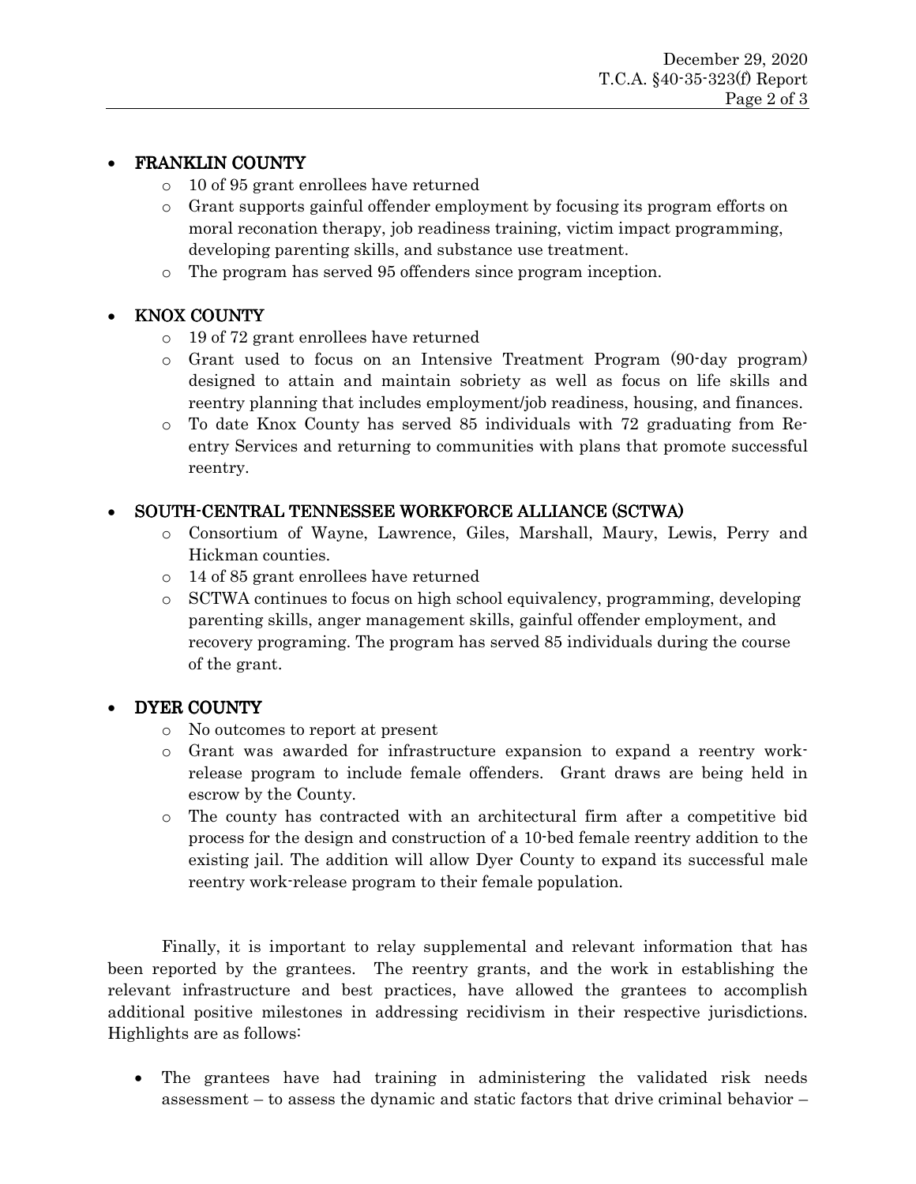- **FRANKLIN COUNTY**
  - 10 of 95 grant enrollees have returned
  - Grant supports gainful offender employment by focusing its program efforts on moral reconation therapy, job readiness training, victim impact programming, developing parenting skills, and substance use treatment.
  - The program has served 95 offenders since program inception.

- **KNOX COUNTY**
  - 19 of 72 grant enrollees have returned
  - Grant used to focus on an Intensive Treatment Program (90-day program) designed to attain and maintain sobriety as well as focus on life skills and reentry planning that includes employment/job readiness, housing, and finances.
  - To date Knox County has served 85 individuals with 72 graduating from Re-entry Services and returning to communities with plans that promote successful reentry.

- **SOUTH-CENTRAL TENNESSEE WORKFORCE ALLIANCE (SCTWA)**
  - Consortium of Wayne, Lawrence, Giles, Marshall, Maury, Lewis, Perry and Hickman counties.
  - 14 of 85 grant enrollees have returned
  - SCTWA continues to focus on high school equivalency, programming, developing parenting skills, anger management skills, gainful offender employment, and recovery programing. The program has served 85 individuals during the course of the grant.

- **DYER COUNTY**
  - No outcomes to report at present
  - Grant was awarded for infrastructure expansion to expand a reentry work-release program to include female offenders. Grant draws are being held in escrow by the County.
  - The county has contracted with an architectural firm after a competitive bid process for the design and construction of a 10-bed female reentry addition to the existing jail. The addition will allow Dyer County to expand its successful male reentry work-release program to their female population.

Finally, it is important to relay supplemental and relevant information that has been reported by the grantees. The reentry grants, and the work in establishing the relevant infrastructure and best practices, have allowed the grantees to accomplish additional positive milestones in addressing recidivism in their respective jurisdictions. Highlights are as follows:

- The grantees have had training in administering the validated risk needs assessment – to assess the dynamic and static factors that drive criminal behavior –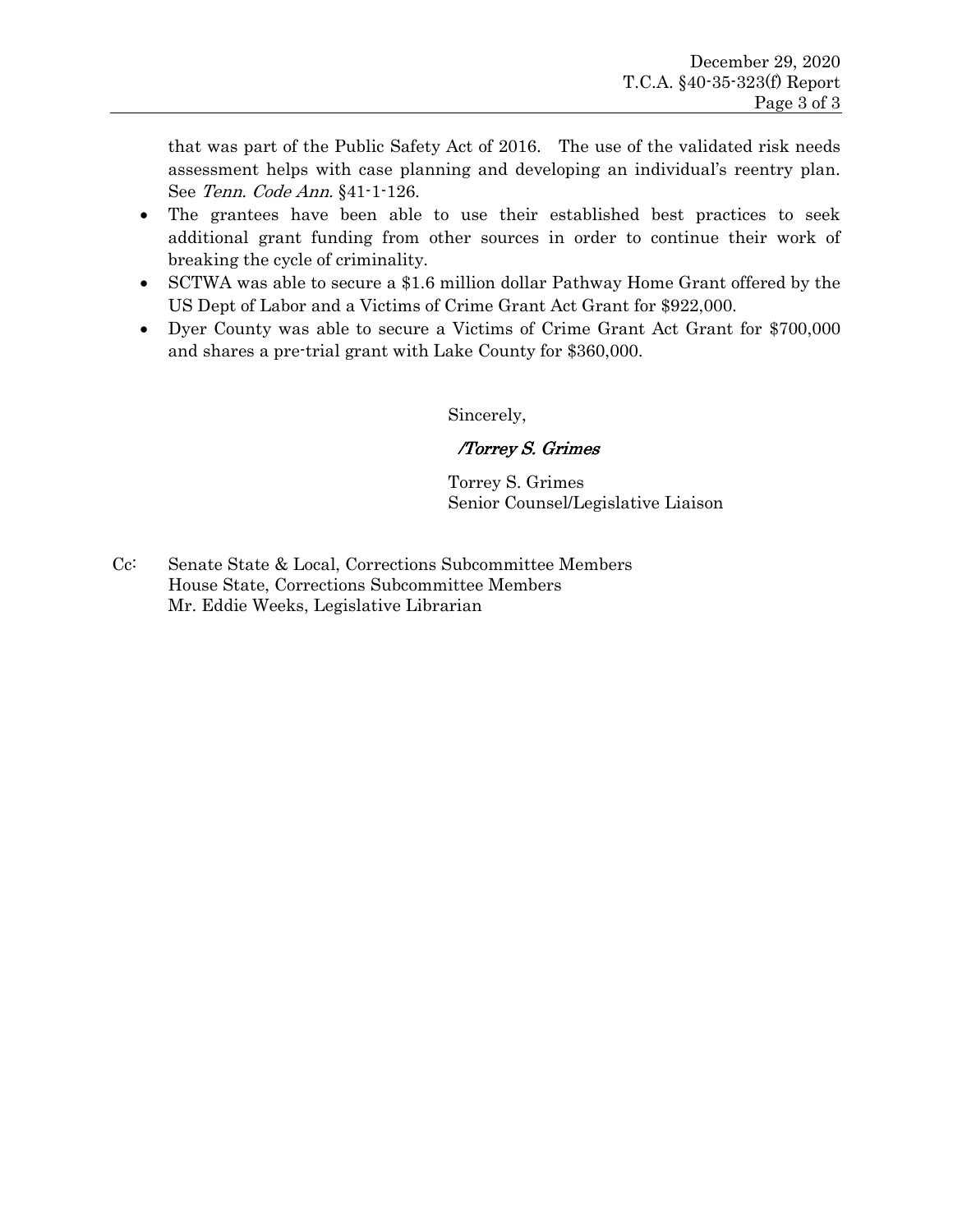that was part of the Public Safety Act of 2016. The use of the validated risk needs assessment helps with case planning and developing an individual's reentry plan. See *Tenn. Code Ann.* §41-1-126.

- The grantees have been able to use their established best practices to seek additional grant funding from other sources in order to continue their work of breaking the cycle of criminality.
- SCTWA was able to secure a $1.6 million dollar Pathway Home Grant offered by the US Dept of Labor and a Victims of Crime Grant Act Grant for $922,000.
- Dyer County was able to secure a Victims of Crime Grant Act Grant for $700,000 and shares a pre-trial grant with Lake County for $360,000.

Sincerely,

*/Torrey S. Grimes*

Torrey S. Grimes
Senior Counsel/Legislative Liaison

Cc: Senate State & Local, Corrections Subcommittee Members
House State, Corrections Subcommittee Members
Mr. Eddie Weeks, Legislative Librarian